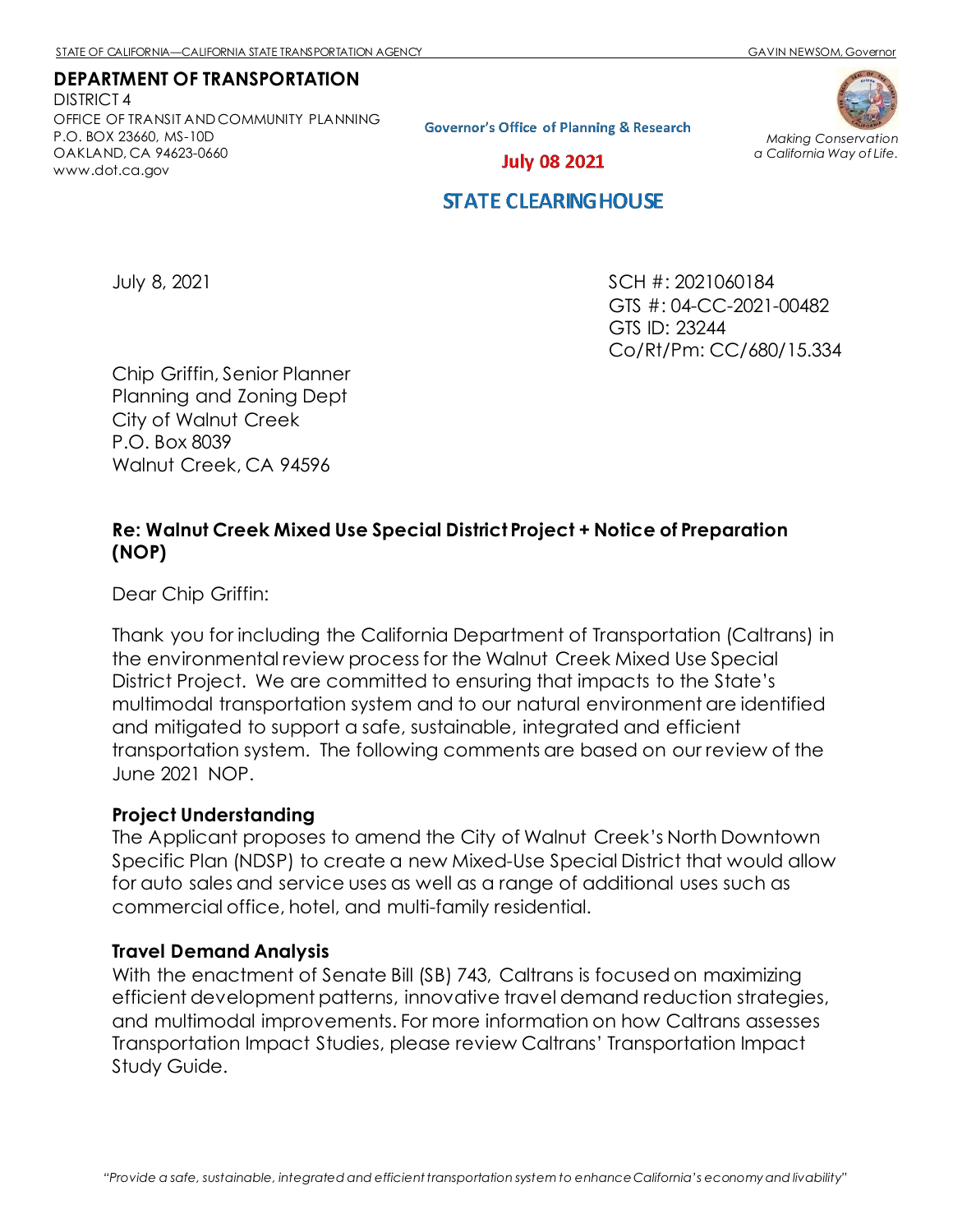STATE OF CALIFORNIA—CALIFORNIA STATE TRANSPORTATION AGENCY GAVIN NEWSOM, Governor

**DEPARTMENT OF TRANSPORTATION**
DISTRICT 4
OFFICE OF TRANSIT AND COMMUNITY PLANNING
P.O. BOX 23660, MS-10D
OAKLAND, CA 94623-0660
www.dot.ca.gov

Governor's Office of Planning & Research

July 08 2021

STATE CLEARINGHOUSE

*Making Conservation a California Way of Life.*

July 8, 2021

SCH #: 2021060184
GTS #: 04-CC-2021-00482
GTS ID: 23244
Co/Rt/Pm: CC/680/15.334

Chip Griffin, Senior Planner
Planning and Zoning Dept
City of Walnut Creek
P.O. Box 8039
Walnut Creek, CA 94596

**Re: Walnut Creek Mixed Use Special District Project + Notice of Preparation (NOP)**

Dear Chip Griffin:

Thank you for including the California Department of Transportation (Caltrans) in the environmental review process for the Walnut Creek Mixed Use Special District Project. We are committed to ensuring that impacts to the State's multimodal transportation system and to our natural environment are identified and mitigated to support a safe, sustainable, integrated and efficient transportation system. The following comments are based on our review of the June 2021 NOP.

**Project Understanding**

The Applicant proposes to amend the City of Walnut Creek's North Downtown Specific Plan (NDSP) to create a new Mixed-Use Special District that would allow for auto sales and service uses as well as a range of additional uses such as commercial office, hotel, and multi-family residential.

**Travel Demand Analysis**

With the enactment of Senate Bill (SB) 743, Caltrans is focused on maximizing efficient development patterns, innovative travel demand reduction strategies, and multimodal improvements. For more information on how Caltrans assesses Transportation Impact Studies, please review Caltrans' Transportation Impact Study Guide.

*"Provide a safe, sustainable, integrated and efficient transportation system to enhance California's economy and livability"*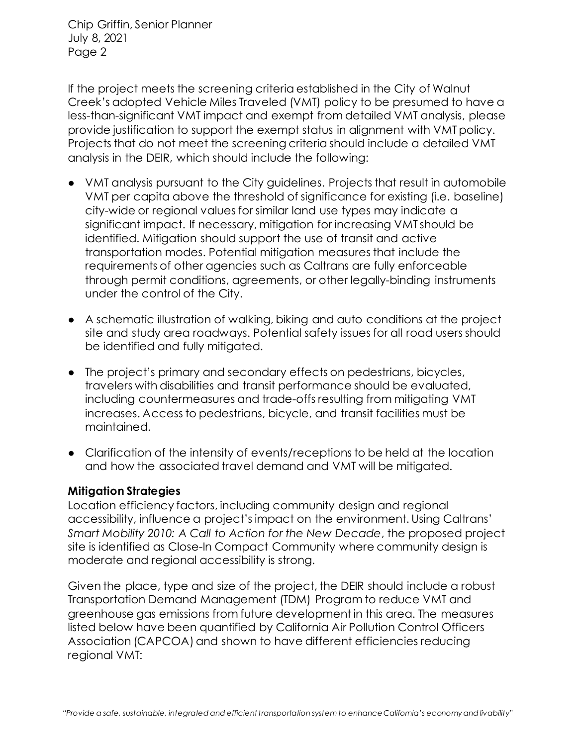If the project meets the screening criteria established in the City of Walnut Creek's adopted Vehicle Miles Traveled (VMT) policy to be presumed to have a less-than-significant VMT impact and exempt from detailed VMT analysis, please provide justification to support the exempt status in alignment with VMT policy. Projects that do not meet the screening criteria should include a detailed VMT analysis in the DEIR, which should include the following:

- VMT analysis pursuant to the City guidelines. Projects that result in automobile VMT per capita above the threshold of significance for existing (i.e. baseline) city-wide or regional values for similar land use types may indicate a significant impact. If necessary, mitigation for increasing VMT should be identified. Mitigation should support the use of transit and active transportation modes. Potential mitigation measures that include the requirements of other agencies such as Caltrans are fully enforceable through permit conditions, agreements, or other legally-binding instruments under the control of the City.
- A schematic illustration of walking, biking and auto conditions at the project site and study area roadways. Potential safety issues for all road users should be identified and fully mitigated.
- The project's primary and secondary effects on pedestrians, bicycles, travelers with disabilities and transit performance should be evaluated, including countermeasures and trade-offs resulting from mitigating VMT increases. Access to pedestrians, bicycle, and transit facilities must be maintained.
- Clarification of the intensity of events/receptions to be held at the location and how the associated travel demand and VMT will be mitigated.

**Mitigation Strategies**

Location efficiency factors, including community design and regional accessibility, influence a project's impact on the environment. Using Caltrans' *Smart Mobility 2010: A Call to Action for the New Decade*, the proposed project site is identified as Close-In Compact Community where community design is moderate and regional accessibility is strong.

Given the place, type and size of the project, the DEIR should include a robust Transportation Demand Management (TDM) Program to reduce VMT and greenhouse gas emissions from future development in this area. The measures listed below have been quantified by California Air Pollution Control Officers Association (CAPCOA) and shown to have different efficiencies reducing regional VMT: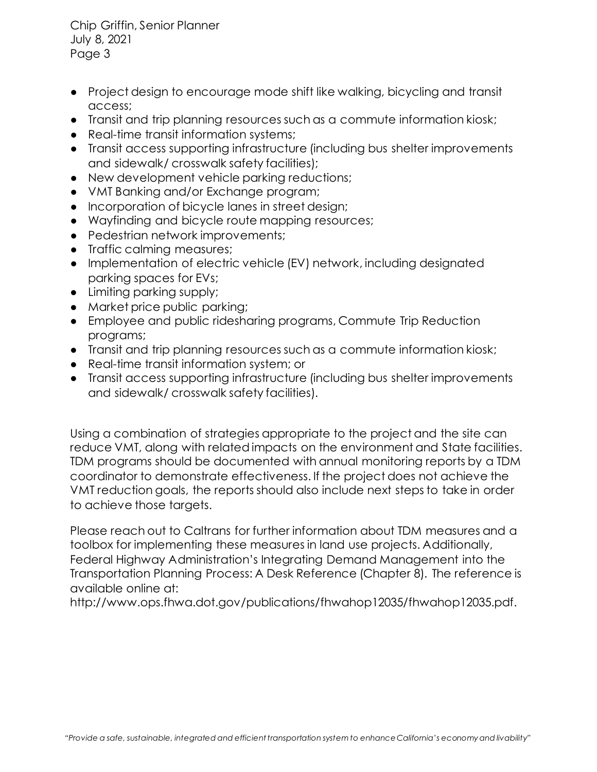- Project design to encourage mode shift like walking, bicycling and transit access;
- Transit and trip planning resources such as a commute information kiosk;
- Real-time transit information systems;
- Transit access supporting infrastructure (including bus shelter improvements and sidewalk/ crosswalk safety facilities);
- New development vehicle parking reductions;
- VMT Banking and/or Exchange program;
- Incorporation of bicycle lanes in street design;
- Wayfinding and bicycle route mapping resources;
- Pedestrian network improvements;
- Traffic calming measures;
- Implementation of electric vehicle (EV) network, including designated parking spaces for EVs;
- Limiting parking supply;
- Market price public parking;
- Employee and public ridesharing programs, Commute Trip Reduction programs;
- Transit and trip planning resources such as a commute information kiosk;
- Real-time transit information system; or
- Transit access supporting infrastructure (including bus shelter improvements and sidewalk/ crosswalk safety facilities).

Using a combination of strategies appropriate to the project and the site can reduce VMT, along with related impacts on the environment and State facilities. TDM programs should be documented with annual monitoring reports by a TDM coordinator to demonstrate effectiveness. If the project does not achieve the VMT reduction goals, the reports should also include next steps to take in order to achieve those targets.

Please reach out to Caltrans for further information about TDM measures and a toolbox for implementing these measures in land use projects. Additionally, Federal Highway Administration's Integrating Demand Management into the Transportation Planning Process: A Desk Reference (Chapter 8). The reference is available online at:
http://www.ops.fhwa.dot.gov/publications/fhwahop12035/fhwahop12035.pdf.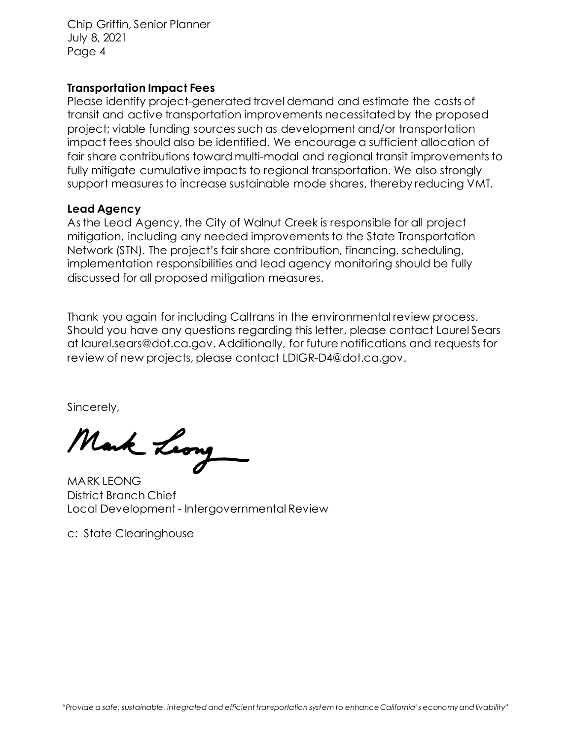### Transportation Impact Fees

Please identify project-generated travel demand and estimate the costs of transit and active transportation improvements necessitated by the proposed project; viable funding sources such as development and/or transportation impact fees should also be identified. We encourage a sufficient allocation of fair share contributions toward multi-modal and regional transit improvements to fully mitigate cumulative impacts to regional transportation. We also strongly support measures to increase sustainable mode shares, thereby reducing VMT.

### Lead Agency

As the Lead Agency, the City of Walnut Creek is responsible for all project mitigation, including any needed improvements to the State Transportation Network (STN). The project's fair share contribution, financing, scheduling, implementation responsibilities and lead agency monitoring should be fully discussed for all proposed mitigation measures.

Thank you again for including Caltrans in the environmental review process. Should you have any questions regarding this letter, please contact Laurel Sears at laurel.sears@dot.ca.gov. Additionally, for future notifications and requests for review of new projects, please contact LDIGR-D4@dot.ca.gov.

Sincerely,

Mark Leong

MARK LEONG
District Branch Chief
Local Development - Intergovernmental Review

c: State Clearinghouse